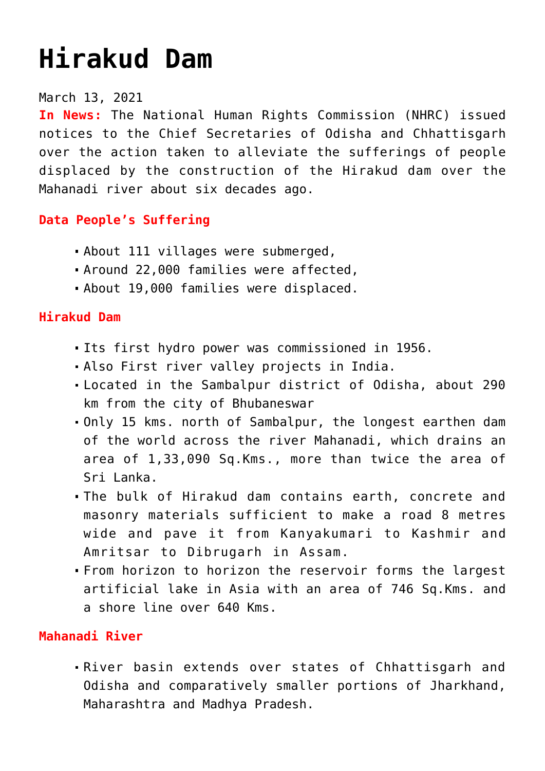# Hirakud Dam

March 13, 2021

**In News:** The National Human Rights Commission (NHRC) issued notices to the Chief Secretaries of Odisha and Chhattisgarh over the action taken to alleviate the sufferings of people displaced by the construction of the Hirakud dam over the Mahanadi river about six decades ago.

#### Data People's Suffering

- About 111 villages were submerged,
- Around 22,000 families were affected,
- About 19,000 families were displaced.

#### Hirakud Dam

- Its first hydro power was commissioned in 1956.
- Also First river valley projects in India.
- Located in the Sambalpur district of Odisha, about 290 km from the city of Bhubaneswar
- Only 15 kms. north of Sambalpur, the longest earthen dam of the world across the river Mahanadi, which drains an area of 1,33,090 Sq.Kms., more than twice the area of Sri Lanka.
- The bulk of Hirakud dam contains earth, concrete and masonry materials sufficient to make a road 8 metres wide and pave it from Kanyakumari to Kashmir and Amritsar to Dibrugarh in Assam.
- From horizon to horizon the reservoir forms the largest artificial lake in Asia with an area of 746 Sq.Kms. and a shore line over 640 Kms.

#### Mahanadi River

- River basin extends over states of Chhattisgarh and Odisha and comparatively smaller portions of Jharkhand, Maharashtra and Madhya Pradesh.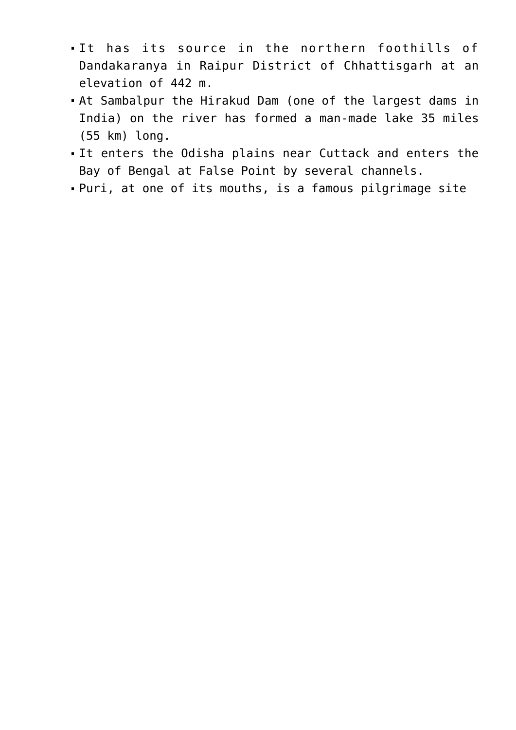- It has its source in the northern foothills of Dandakaranya in Raipur District of Chhattisgarh at an elevation of 442 m.
- At Sambalpur the Hirakud Dam (one of the largest dams in India) on the river has formed a man-made lake 35 miles (55 km) long.
- It enters the Odisha plains near Cuttack and enters the Bay of Bengal at False Point by several channels.
- Puri, at one of its mouths, is a famous pilgrimage site